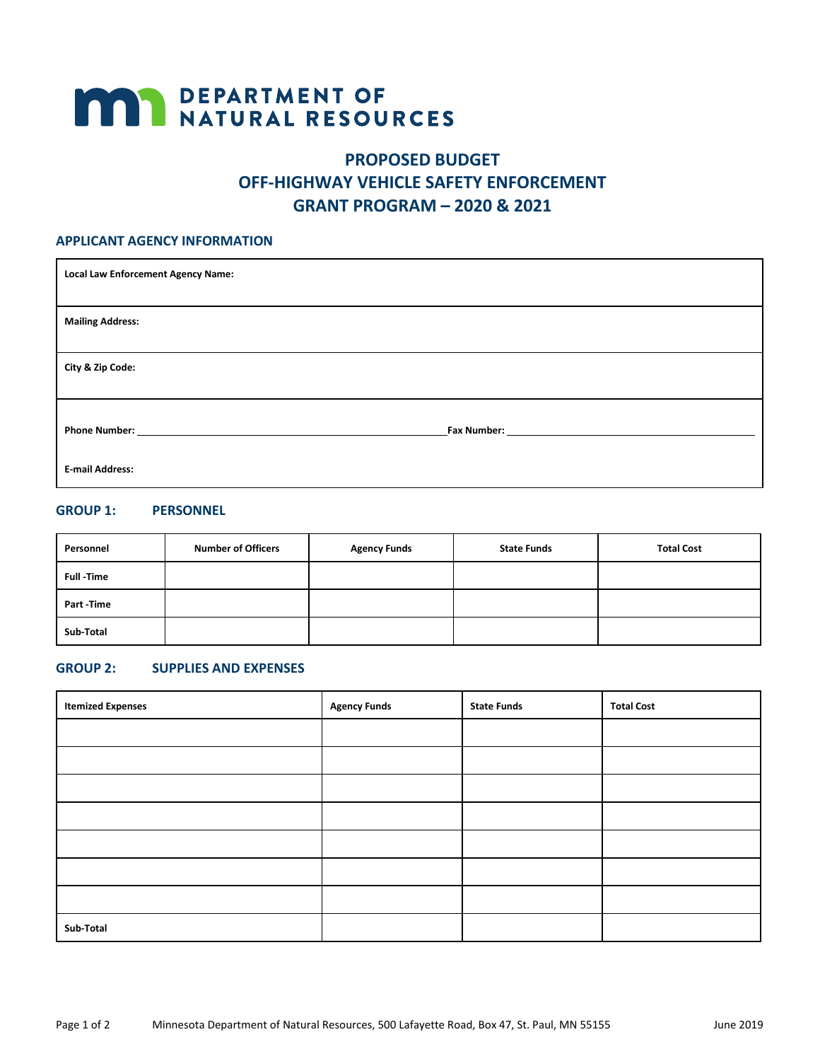**DEPARTMENT OF NATURAL RESOURCES**

# PROPOSED BUDGET
# OFF-HIGHWAY VEHICLE SAFETY ENFORCEMENT
# GRANT PROGRAM – 2020 & 2021

## APPLICANT AGENCY INFORMATION

| |
|---|
| **Local Law Enforcement Agency Name:** |
| **Mailing Address:** |
| **City & Zip Code:** |
| **Phone Number:** ______________________ **Fax Number:** ______________________ |
| **E-mail Address:** |

## GROUP 1: PERSONNEL

| Personnel | Number of Officers | Agency Funds | State Funds | Total Cost |
|---|---|---|---|---|
| Full -Time | | | | |
| Part -Time | | | | |
| Sub-Total | | | | |

## GROUP 2: SUPPLIES AND EXPENSES

| Itemized Expenses | Agency Funds | State Funds | Total Cost |
|---|---|---|---|
| | | | |
| | | | |
| | | | |
| | | | |
| | | | |
| | | | |
| | | | |
| Sub-Total | | | |

Minnesota Department of Natural Resources, 500 Lafayette Road, Box 47, St. Paul, MN 55155

June 2019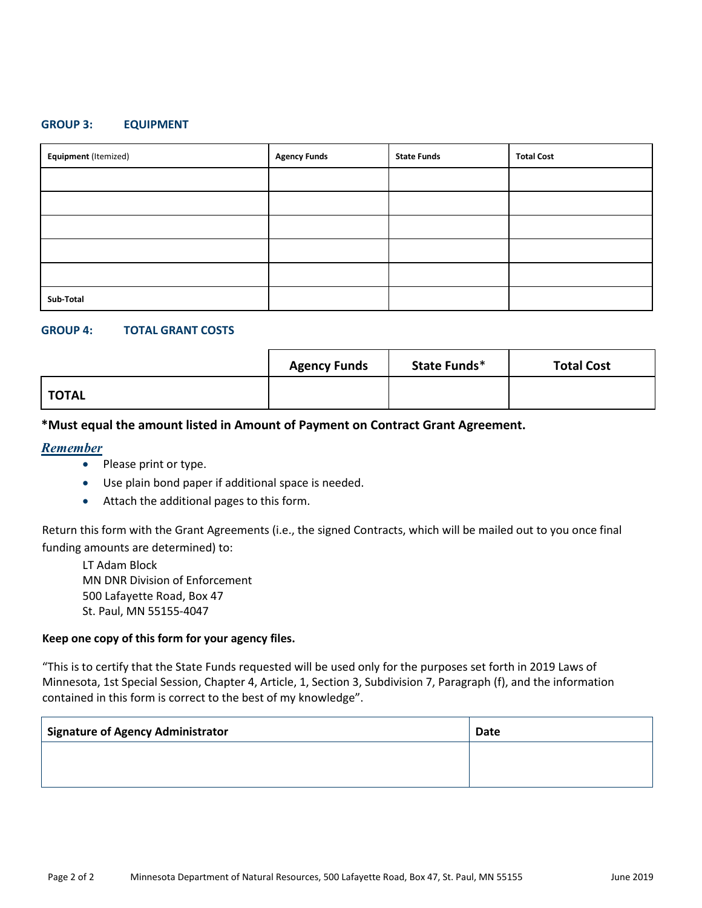### GROUP 3: EQUIPMENT

| **Equipment** (Itemized) | **Agency Funds** | **State Funds** | **Total Cost** |
|---|---|---|---|
| | | | |
| | | | |
| | | | |
| | | | |
| | | | |
| **Sub-Total** | | | |

### GROUP 4: TOTAL GRANT COSTS

| | **Agency Funds** | **State Funds*** | **Total Cost** |
|---|---|---|---|
| **TOTAL** | | | |

**\*Must equal the amount listed in Amount of Payment on Contract Grant Agreement.**

***Remember***

- Please print or type.
- Use plain bond paper if additional space is needed.
- Attach the additional pages to this form.

Return this form with the Grant Agreements (i.e., the signed Contracts, which will be mailed out to you once final funding amounts are determined) to:

LT Adam Block
MN DNR Division of Enforcement
500 Lafayette Road, Box 47
St. Paul, MN 55155-4047

**Keep one copy of this form for your agency files.**

"This is to certify that the State Funds requested will be used only for the purposes set forth in 2019 Laws of Minnesota, 1st Special Session, Chapter 4, Article, 1, Section 3, Subdivision 7, Paragraph (f), and the information contained in this form is correct to the best of my knowledge".

| **Signature of Agency Administrator** | **Date** |
|---|---|
| | |